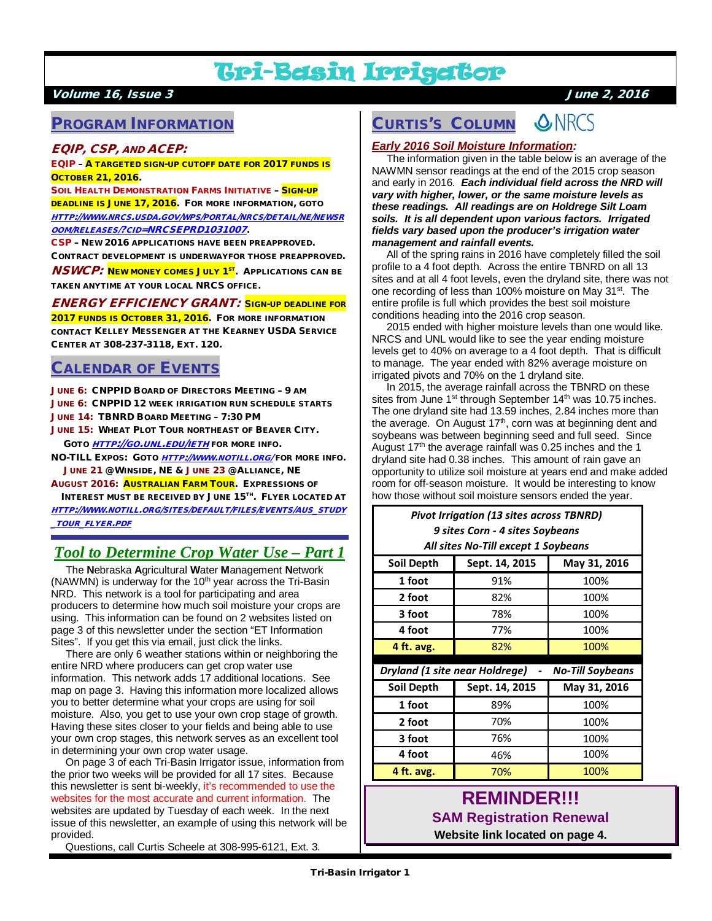# Tri-Basin Irrigator

**Volume 16, Issue 3** **June 2, 2016**

## PROGRAM INFORMATION

### EQIP, CSP, AND ACEP:

**EQIP** – **A TARGETED SIGN-UP CUTOFF DATE FOR 2017 FUNDS IS OCTOBER 21, 2016.**

**SOIL HEALTH DEMONSTRATION FARMS INITIATIVE** – **SIGN-UP DEADLINE IS JUNE 17, 2016. FOR MORE INFORMATION, GOTO** HTTP://WWW.NRCS.USDA.GOV/WPS/PORTAL/NRCS/DETAIL/NE/NEWSROOM/RELEASES/?CID=NRCSEPRD1031007.

**CSP** – **NEW 2016 APPLICATIONS HAVE BEEN PREAPPROVED. CONTRACT DEVELOPMENT IS UNDERWAYFOR THOSE PREAPPROVED.**

***NSWCP:*** **NEW MONEY COMES JULY 1ST. APPLICATIONS CAN BE TAKEN ANYTIME AT YOUR LOCAL NRCS OFFICE.**

***ENERGY EFFICIENCY GRANT:*** **SIGN-UP DEADLINE FOR 2017 FUNDS IS OCTOBER 31, 2016. FOR MORE INFORMATION CONTACT KELLEY MESSENGER AT THE KEARNEY USDA SERVICE CENTER AT 308-237-3118, EXT. 120.**

## CALENDAR OF EVENTS

- **JUNE 6: CNPPID BOARD OF DIRECTORS MEETING – 9 AM**
- **JUNE 6: CNPPID 12 WEEK IRRIGATION RUN SCHEDULE STARTS**
- **JUNE 14: TBNRD BOARD MEETING – 7:30 PM**
- **JUNE 15: WHEAT PLOT TOUR NORTHEAST OF BEAVER CITY. GOTO** HTTP://GO.UNL.EDU/IETH **FOR MORE INFO.**
- **NO-TILL EXPOS: GOTO** HTTP://WWW.NOTILL.ORG/ **FOR MORE INFO. JUNE 21 @WINSIDE, NE & JUNE 23 @ALLIANCE, NE**
- **AUGUST 2016: AUSTRALIAN FARM TOUR. EXPRESSIONS OF INTEREST MUST BE RECEIVED BY JUNE 15TH. FLYER LOCATED AT** HTTP://WWW.NOTILL.ORG/SITES/DEFAULT/FILES/EVENTS/AUS_STUDY_TOUR_FLYER.PDF

## *Tool to Determine Crop Water Use – Part 1*

The **N**ebraska **A**gricultural **W**ater **M**anagement **N**etwork (NAWMN) is underway for the 10th year across the Tri-Basin NRD. This network is a tool for participating and area producers to determine how much soil moisture your crops are using. This information can be found on 2 websites listed on page 3 of this newsletter under the section "ET Information Sites". If you get this via email, just click the links.

There are only 6 weather stations within or neighboring the entire NRD where producers can get crop water use information. This network adds 17 additional locations. See map on page 3. Having this information more localized allows you to better determine what your crops are using for soil moisture. Also, you get to use your own crop stage of growth. Having these sites closer to your fields and being able to use your own crop stages, this network serves as an excellent tool in determining your own crop water usage.

On page 3 of each Tri-Basin Irrigator issue, information from the prior two weeks will be provided for all 17 sites. Because this newsletter is sent bi-weekly, it's recommended to use the websites for the most accurate and current information. The websites are updated by Tuesday of each week. In the next issue of this newsletter, an example of using this network will be provided.

Questions, call Curtis Scheele at 308-995-6121, Ext. 3.

## CURTIS'S COLUMN

NRCS

### *Early 2016 Soil Moisture Information:*

The information given in the table below is an average of the NAWMN sensor readings at the end of the 2015 crop season and early in 2016. ***Each individual field across the NRD will vary with higher, lower, or the same moisture levels as these readings. All readings are on Holdrege Silt Loam soils. It is all dependent upon various factors. Irrigated fields vary based upon the producer's irrigation water management and rainfall events.***

All of the spring rains in 2016 have completely filled the soil profile to a 4 foot depth. Across the entire TBNRD on all 13 sites and at all 4 foot levels, even the dryland site, there was not one recording of less than 100% moisture on May 31st. The entire profile is full which provides the best soil moisture conditions heading into the 2016 crop season.

2015 ended with higher moisture levels than one would like. NRCS and UNL would like to see the year ending moisture levels get to 40% on average to a 4 foot depth. That is difficult to manage. The year ended with 82% average moisture on irrigated pivots and 70% on the 1 dryland site.

In 2015, the average rainfall across the TBNRD on these sites from June 1st through September 14th was 10.75 inches. The one dryland site had 13.59 inches, 2.84 inches more than the average. On August 17th, corn was at beginning dent and soybeans was between beginning seed and full seed. Since August 17th the average rainfall was 0.25 inches and the 1 dryland site had 0.38 inches. This amount of rain gave an opportunity to utilize soil moisture at years end and make added room for off-season moisture. It would be interesting to know how those without soil moisture sensors ended the year.

| *Pivot Irrigation (13 sites across TBNRD)* *9 sites Corn - 4 sites Soybeans* *All sites No-Till except 1 Soybeans* | | |
|---|---|---|
| **Soil Depth** | **Sept. 14, 2015** | **May 31, 2016** |
| **1 foot** | 91% | 100% |
| **2 foot** | 82% | 100% |
| **3 foot** | 78% | 100% |
| **4 foot** | 77% | 100% |
| **4 ft. avg.** | 82% | 100% |

| *Dryland (1 site near Holdrege) - No-Till Soybeans* | | |
|---|---|---|
| **Soil Depth** | **Sept. 14, 2015** | **May 31, 2016** |
| **1 foot** | 89% | 100% |
| **2 foot** | 70% | 100% |
| **3 foot** | 76% | 100% |
| **4 foot** | 46% | 100% |
| **4 ft. avg.** | 70% | 100% |

**REMINDER!!!**
**SAM Registration Renewal**
**Website link located on page 4.**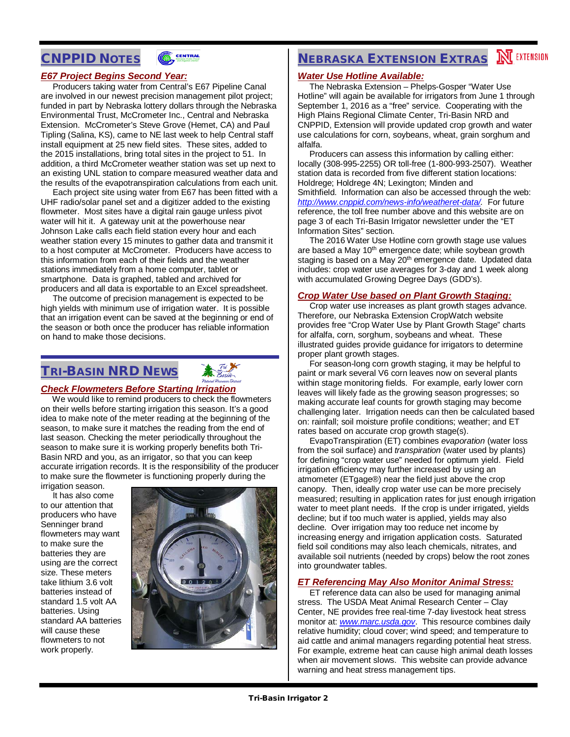## CNPPID NOTES

### *E67 Project Begins Second Year:*

Producers taking water from Central's E67 Pipeline Canal are involved in our newest precision management pilot project; funded in part by Nebraska lottery dollars through the Nebraska Environmental Trust, McCrometer Inc., Central and Nebraska Extension. McCrometer's Steve Grove (Hemet, CA) and Paul Tipling (Salina, KS), came to NE last week to help Central staff install equipment at 25 new field sites. These sites, added to the 2015 installations, bring total sites in the project to 51. In addition, a third McCrometer weather station was set up next to an existing UNL station to compare measured weather data and the results of the evapotranspiration calculations from each unit.

Each project site using water from E67 has been fitted with a UHF radio/solar panel set and a digitizer added to the existing flowmeter. Most sites have a digital rain gauge unless pivot water will hit it. A gateway unit at the powerhouse near Johnson Lake calls each field station every hour and each weather station every 15 minutes to gather data and transmit it to a host computer at McCrometer. Producers have access to this information from each of their fields and the weather stations immediately from a home computer, tablet or smartphone. Data is graphed, tabled and archived for producers and all data is exportable to an Excel spreadsheet.

The outcome of precision management is expected to be high yields with minimum use of irrigation water. It is possible that an irrigation event can be saved at the beginning or end of the season or both once the producer has reliable information on hand to make those decisions.

## TRI-BASIN NRD NEWS

### *Check Flowmeters Before Starting Irrigation*

We would like to remind producers to check the flowmeters on their wells before starting irrigation this season. It's a good idea to make note of the meter reading at the beginning of the season, to make sure it matches the reading from the end of last season. Checking the meter periodically throughout the season to make sure it is working properly benefits both Tri-Basin NRD and you, as an irrigator, so that you can keep accurate irrigation records. It is the responsibility of the producer to make sure the flowmeter is functioning properly during the irrigation season.

It has also come to our attention that producers who have Senninger brand flowmeters may want to make sure the batteries they are using are the correct size. These meters take lithium 3.6 volt batteries instead of standard 1.5 volt AA batteries. Using standard AA batteries will cause these flowmeters to not work properly.

## NEBRASKA EXTENSION EXTRAS

### *Water Use Hotline Available:*

The Nebraska Extension – Phelps-Gosper "Water Use Hotline" will again be available for irrigators from June 1 through September 1, 2016 as a "free" service. Cooperating with the High Plains Regional Climate Center, Tri-Basin NRD and CNPPID, Extension will provide updated crop growth and water use calculations for corn, soybeans, wheat, grain sorghum and alfalfa.

Producers can assess this information by calling either: locally (308-995-2255) OR toll-free (1-800-993-2507). Weather station data is recorded from five different station locations: Holdrege; Holdrege 4N; Lexington; Minden and Smithfield. Information can also be accessed through the web: *http://www.cnppid.com/news-info/weatheret-data/*. For future reference, the toll free number above and this website are on page 3 of each Tri-Basin Irrigator newsletter under the "ET Information Sites" section.

The 2016 Water Use Hotline corn growth stage use values are based a May 10th emergence date; while soybean growth staging is based on a May 20th emergence date. Updated data includes: crop water use averages for 3-day and 1 week along with accumulated Growing Degree Days (GDD's).

### *Crop Water Use based on Plant Growth Staging:*

Crop water use increases as plant growth stages advance. Therefore, our Nebraska Extension CropWatch website provides free "Crop Water Use by Plant Growth Stage" charts for alfalfa, corn, sorghum, soybeans and wheat. These illustrated guides provide guidance for irrigators to determine proper plant growth stages.

For season-long corn growth staging, it may be helpful to paint or mark several V6 corn leaves now on several plants within stage monitoring fields. For example, early lower corn leaves will likely fade as the growing season progresses; so making accurate leaf counts for growth staging may become challenging later. Irrigation needs can then be calculated based on: rainfall; soil moisture profile conditions; weather; and ET rates based on accurate crop growth stage(s).

EvapoTranspiration (ET) combines *evaporation* (water loss from the soil surface) and *transpiration* (water used by plants) for defining "crop water use" needed for optimum yield. Field irrigation efficiency may further increased by using an atmometer (ETgage®) near the field just above the crop canopy. Then, ideally crop water use can be more precisely measured; resulting in application rates for just enough irrigation water to meet plant needs. If the crop is under irrigated, yields decline; but if too much water is applied, yields may also decline. Over irrigation may too reduce net income by increasing energy and irrigation application costs. Saturated field soil conditions may also leach chemicals, nitrates, and available soil nutrients (needed by crops) below the root zones into groundwater tables.

### *ET Referencing May Also Monitor Animal Stress:*

ET reference data can also be used for managing animal stress. The USDA Meat Animal Research Center – Clay Center, NE provides free real-time 7-day livestock heat stress monitor at: *www.marc.usda.gov*. This resource combines daily relative humidity; cloud cover; wind speed; and temperature to aid cattle and animal managers regarding potential heat stress. For example, extreme heat can cause high animal death losses when air movement slows. This website can provide advance warning and heat stress management tips.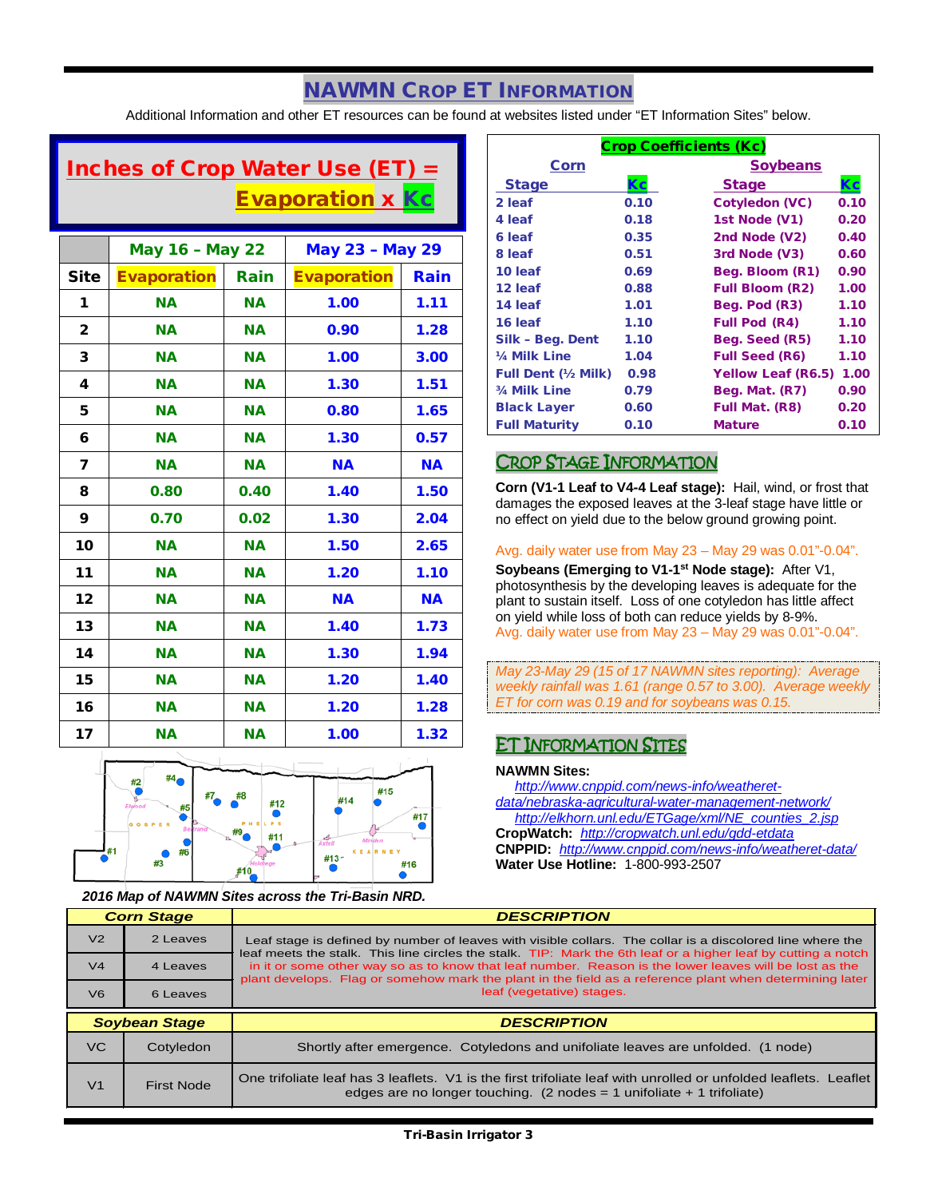# NAWMN Crop ET Information

Additional Information and other ET resources can be found at websites listed under "ET Information Sites" below.

## Inches of Crop Water Use (ET) = Evaporation x Kc

| | May 16 – May 22 | | May 23 – May 29 | |
|---|---|---|---|---|
| **Site** | **Evaporation** | **Rain** | **Evaporation** | **Rain** |
| 1 | NA | NA | 1.00 | 1.11 |
| 2 | NA | NA | 0.90 | 1.28 |
| 3 | NA | NA | 1.00 | 3.00 |
| 4 | NA | NA | 1.30 | 1.51 |
| 5 | NA | NA | 0.80 | 1.65 |
| 6 | NA | NA | 1.30 | 0.57 |
| 7 | NA | NA | NA | NA |
| 8 | 0.80 | 0.40 | 1.40 | 1.50 |
| 9 | 0.70 | 0.02 | 1.30 | 2.04 |
| 10 | NA | NA | 1.50 | 2.65 |
| 11 | NA | NA | 1.20 | 1.10 |
| 12 | NA | NA | NA | NA |
| 13 | NA | NA | 1.40 | 1.73 |
| 14 | NA | NA | 1.30 | 1.94 |
| 15 | NA | NA | 1.20 | 1.40 |
| 16 | NA | NA | 1.20 | 1.28 |
| 17 | NA | NA | 1.00 | 1.32 |

*2016 Map of NAWMN Sites across the Tri-Basin NRD.*

## Crop Coefficients (Kc)

| Corn Stage | Kc | Soybeans Stage | Kc |
|---|---|---|---|
| 2 leaf | 0.10 | Cotyledon (VC) | 0.10 |
| 4 leaf | 0.18 | 1st Node (V1) | 0.20 |
| 6 leaf | 0.35 | 2nd Node (V2) | 0.40 |
| 8 leaf | 0.51 | 3rd Node (V3) | 0.60 |
| 10 leaf | 0.69 | Beg. Bloom (R1) | 0.90 |
| 12 leaf | 0.88 | Full Bloom (R2) | 1.00 |
| 14 leaf | 1.01 | Beg. Pod (R3) | 1.10 |
| 16 leaf | 1.10 | Full Pod (R4) | 1.10 |
| Silk – Beg. Dent | 1.10 | Beg. Seed (R5) | 1.10 |
| ¼ Milk Line | 1.04 | Full Seed (R6) | 1.10 |
| Full Dent (½ Milk) | 0.98 | Yellow Leaf (R6.5) | 1.00 |
| ¾ Milk Line | 0.79 | Beg. Mat. (R7) | 0.90 |
| Black Layer | 0.60 | Full Mat. (R8) | 0.20 |
| Full Maturity | 0.10 | Mature | 0.10 |

## Crop Stage Information

**Corn (V1-1 Leaf to V4-4 Leaf stage):** Hail, wind, or frost that damages the exposed leaves at the 3-leaf stage have little or no effect on yield due to the below ground growing point.

Avg. daily water use from May 23 – May 29 was 0.01"-0.04".

**Soybeans (Emerging to V1-1st Node stage):** After V1, photosynthesis by the developing leaves is adequate for the plant to sustain itself. Loss of one cotyledon has little affect on yield while loss of both can reduce yields by 8-9%.
Avg. daily water use from May 23 – May 29 was 0.01"-0.04".

*May 23-May 29 (15 of 17 NAWMN sites reporting): Average weekly rainfall was 1.61 (range 0.57 to 3.00). Average weekly ET for corn was 0.19 and for soybeans was 0.15.*

## ET Information Sites

**NAWMN Sites:**
http://www.cnppid.com/news-info/weatheret-data/nebraska-agricultural-water-management-network/
http://elkhorn.unl.edu/ETGage/xml/NE_counties_2.jsp
**CropWatch:** http://cropwatch.unl.edu/gdd-etdata
**CNPPID:** http://www.cnppid.com/news-info/weatheret-data/
**Water Use Hotline:** 1-800-993-2507

| Corn Stage | | DESCRIPTION |
|---|---|---|
| V2 | 2 Leaves | Leaf stage is defined by number of leaves with visible collars. The collar is a discolored line where the leaf meets the stalk. This line circles the stalk. TIP: Mark the 6th leaf or a higher leaf by cutting a notch in it or some other way so as to know that leaf number. Reason is the lower leaves will be lost as the plant develops. Flag or somehow mark the plant in the field as a reference plant when determining later leaf (vegetative) stages. |
| V4 | 4 Leaves | |
| V6 | 6 Leaves | |

| Soybean Stage | | DESCRIPTION |
|---|---|---|
| VC | Cotyledon | Shortly after emergence. Cotyledons and unifoliate leaves are unfolded. (1 node) |
| V1 | First Node | One trifoliate leaf has 3 leaflets. V1 is the first trifoliate leaf with unrolled or unfolded leaflets. Leaflet edges are no longer touching. (2 nodes = 1 unifoliate + 1 trifoliate) |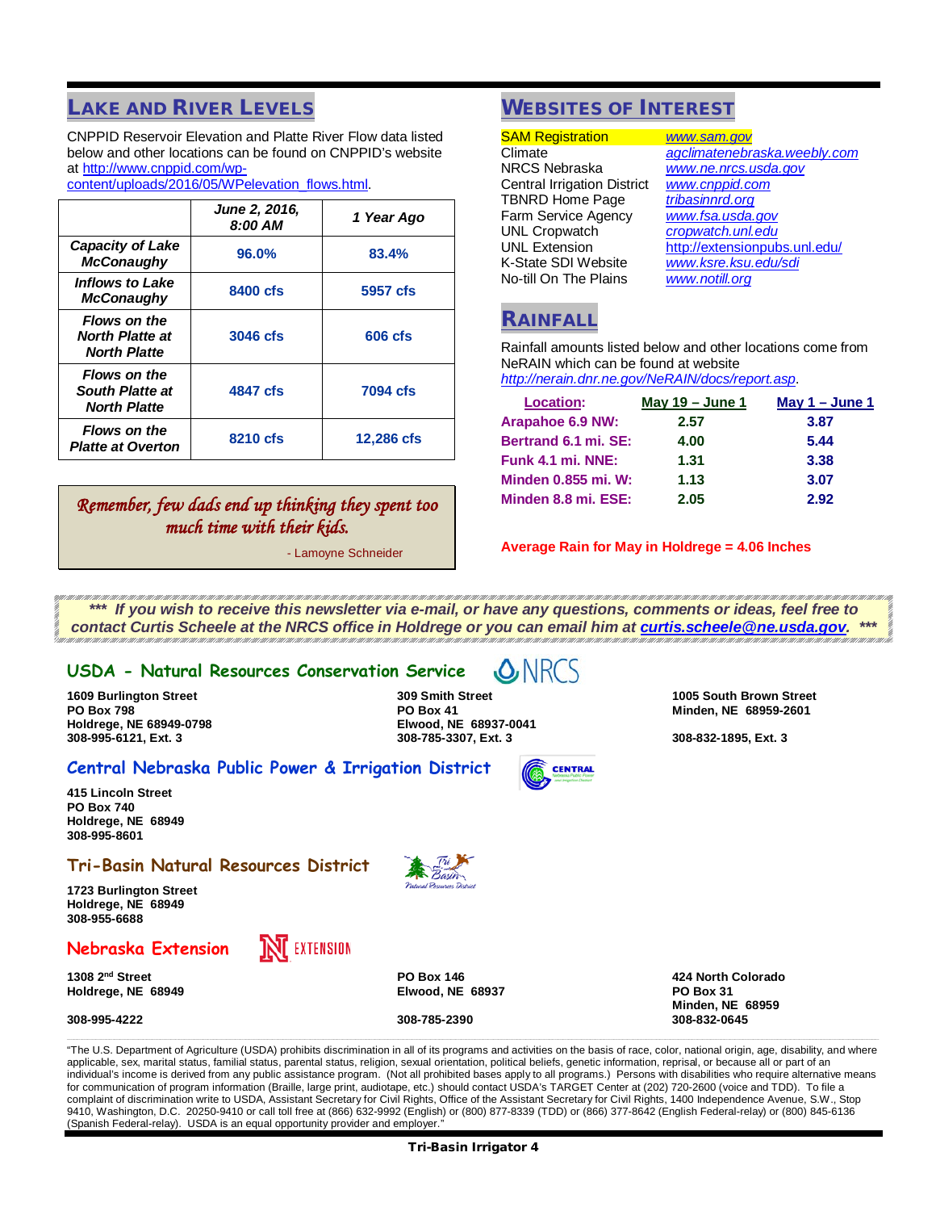## Lake and River Levels

CNPPID Reservoir Elevation and Platte River Flow data listed below and other locations can be found on CNPPID's website at http://www.cnppid.com/wp-content/uploads/2016/05/WPelevation_flows.html.

| | June 2, 2016, 8:00 AM | 1 Year Ago |
|---|---|---|
| *Capacity of Lake McConaughy* | **96.0%** | **83.4%** |
| *Inflows to Lake McConaughy* | **8400 cfs** | **5957 cfs** |
| *Flows on the North Platte at North Platte* | **3046 cfs** | **606 cfs** |
| *Flows on the South Platte at North Platte* | **4847 cfs** | **7094 cfs** |
| *Flows on the Platte at Overton* | **8210 cfs** | **12,286 cfs** |

*Remember, few dads end up thinking they spent too much time with their kids.*

- Lamoyne Schneider

## Websites of Interest

| | |
|---|---|
| SAM Registration | www.sam.gov |
| Climate | agclimatenebraska.weebly.com |
| NRCS Nebraska | www.ne.nrcs.usda.gov |
| Central Irrigation District | www.cnppid.com |
| TBNRD Home Page | tribasinnrd.org |
| Farm Service Agency | www.fsa.usda.gov |
| UNL Cropwatch | cropwatch.unl.edu |
| UNL Extension | http://extensionpubs.unl.edu/ |
| K-State SDI Website | www.ksre.ksu.edu/sdi |
| No-till On The Plains | www.notill.org |

## Rainfall

Rainfall amounts listed below and other locations come from NeRAIN which can be found at website *http://nerain.dnr.ne.gov/NeRAIN/docs/report.asp*.

| Location: | May 19 – June 1 | May 1 – June 1 |
|---|---|---|
| **Arapahoe 6.9 NW:** | **2.57** | **3.87** |
| **Bertrand 6.1 mi. SE:** | **4.00** | **5.44** |
| **Funk 4.1 mi. NNE:** | **1.31** | **3.38** |
| **Minden 0.855 mi. W:** | **1.13** | **3.07** |
| **Minden 8.8 mi. ESE:** | **2.05** | **2.92** |

**Average Rain for May in Holdrege = 4.06 Inches**

***** *If you wish to receive this newsletter via e-mail, or have any questions, comments or ideas, feel free to contact Curtis Scheele at the NRCS office in Holdrege or you can email him at* ***curtis.scheele@ne.usda.gov*. *****

### USDA - Natural Resources Conservation Service

**1609 Burlington Street**
**PO Box 798**
**Holdrege, NE 68949-0798**
**308-995-6121, Ext. 3**

**309 Smith Street**
**PO Box 41**
**Elwood, NE 68937-0041**
**308-785-3307, Ext. 3**

**1005 South Brown Street**
**Minden, NE 68959-2601**
**308-832-1895, Ext. 3**

### Central Nebraska Public Power & Irrigation District

**415 Lincoln Street**
**PO Box 740**
**Holdrege, NE 68949**
**308-995-8601**

### Tri-Basin Natural Resources District

**1723 Burlington Street**
**Holdrege, NE 68949**
**308-955-6688**

### Nebraska Extension

**1308 2nd Street**
**Holdrege, NE 68949**
**308-995-4222**

**PO Box 146**
**Elwood, NE 68937**
**308-785-2390**

**424 North Colorado**
**PO Box 31**
**Minden, NE 68959**
**308-832-0645**

"The U.S. Department of Agriculture (USDA) prohibits discrimination in all of its programs and activities on the basis of race, color, national origin, age, disability, and where applicable, sex, marital status, familial status, parental status, religion, sexual orientation, political beliefs, genetic information, reprisal, or because all or part of an individual's income is derived from any public assistance program. (Not all prohibited bases apply to all programs.) Persons with disabilities who require alternative means for communication of program information (Braille, large print, audiotape, etc.) should contact USDA's TARGET Center at (202) 720-2600 (voice and TDD). To file a complaint of discrimination write to USDA, Assistant Secretary for Civil Rights, Office of the Assistant Secretary for Civil Rights, 1400 Independence Avenue, S.W., Stop 9410, Washington, D.C. 20250-9410 or call toll free at (866) 632-9992 (English) or (800) 877-8339 (TDD) or (866) 377-8642 (English Federal-relay) or (800) 845-6136 (Spanish Federal-relay). USDA is an equal opportunity provider and employer."